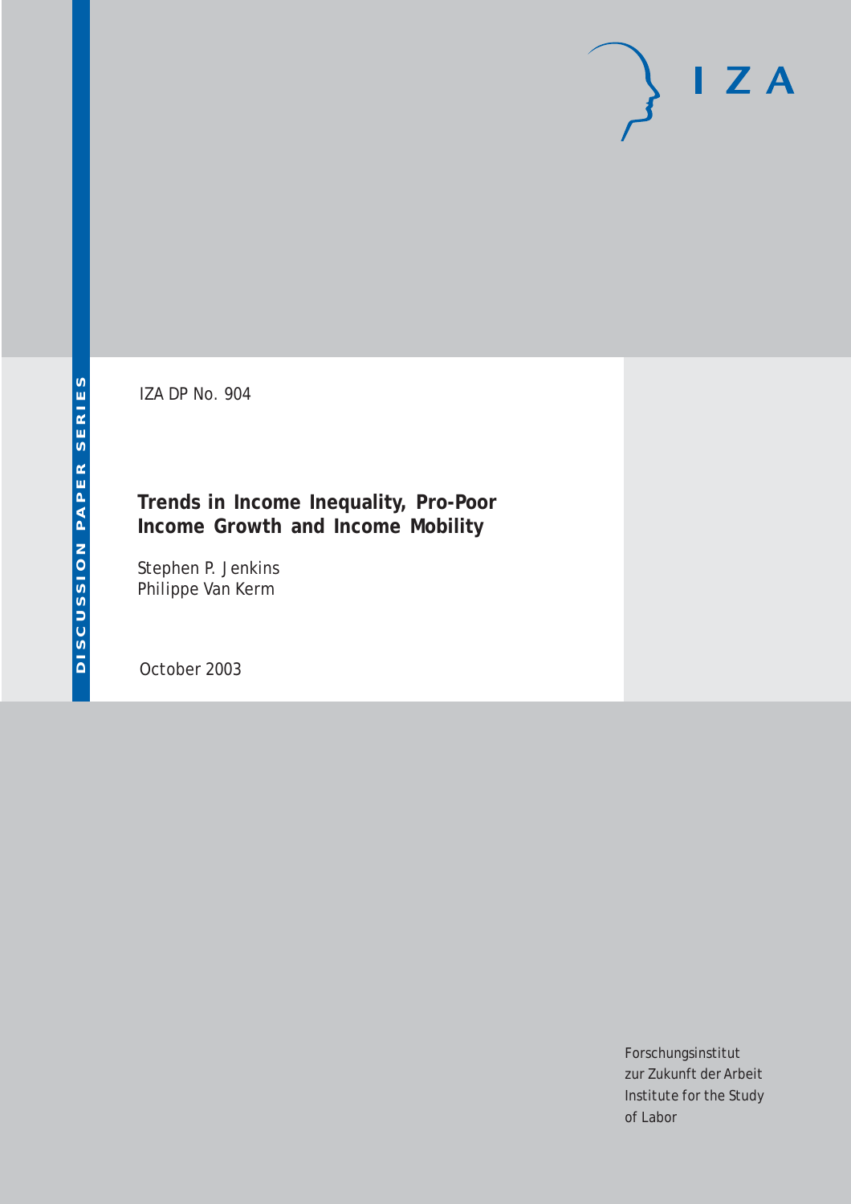DISCUSSION PAPER SERIES

IZA

IZA DP No. 904

# Trends in Income Inequality, Pro-Poor Income Growth and Income Mobility

Stephen P. Jenkins
Philippe Van Kerm

October 2003

Forschungsinstitut
zur Zukunft der Arbeit
Institute for the Study
of Labor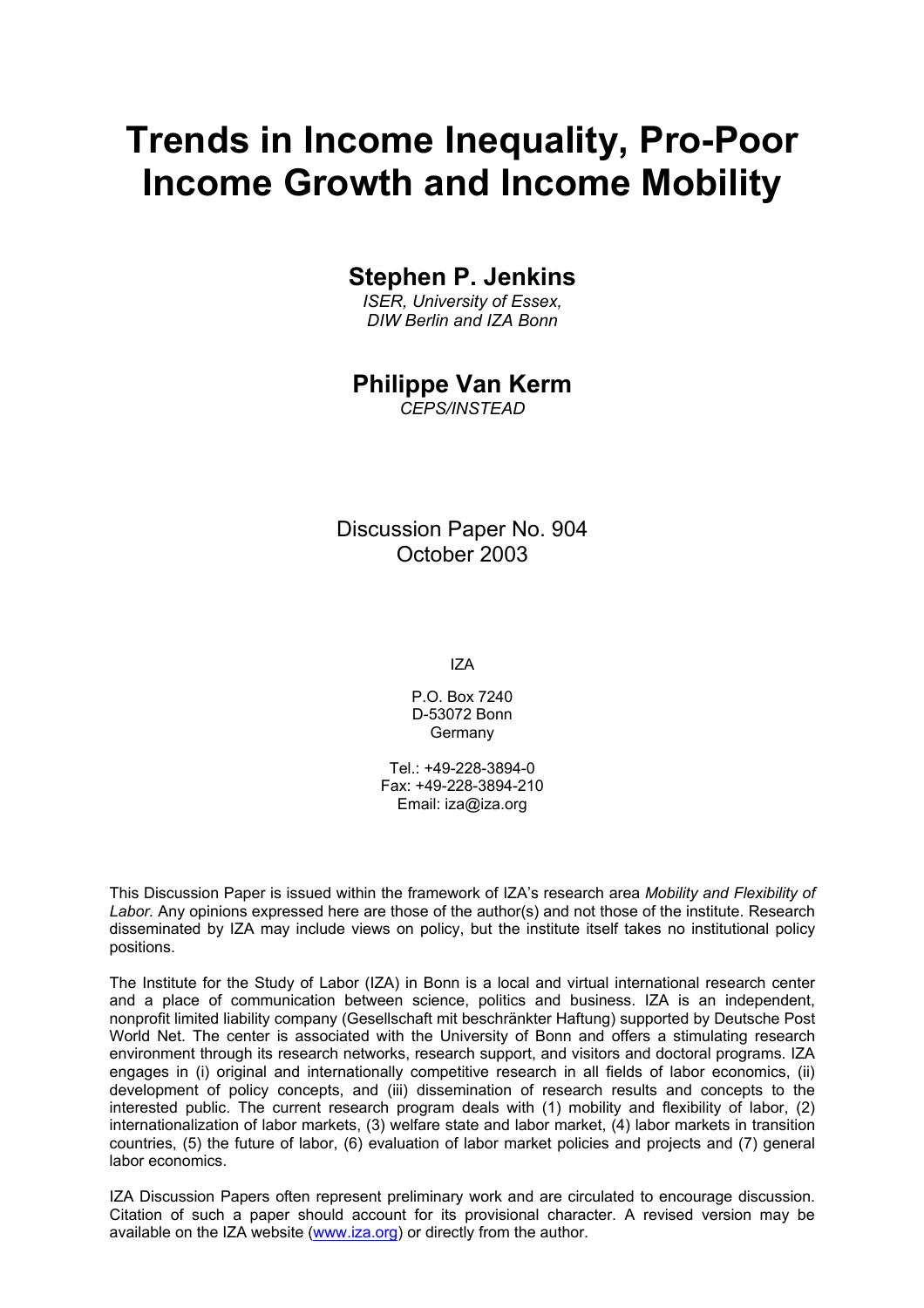# Trends in Income Inequality, Pro-Poor Income Growth and Income Mobility

## Stephen P. Jenkins

*ISER, University of Essex,*
*DIW Berlin and IZA Bonn*

## Philippe Van Kerm

*CEPS/INSTEAD*

Discussion Paper No. 904
October 2003

IZA

P.O. Box 7240
D-53072 Bonn
Germany

Tel.: +49-228-3894-0
Fax: +49-228-3894-210
Email: iza@iza.org

This Discussion Paper is issued within the framework of IZA's research area *Mobility and Flexibility of Labor.* Any opinions expressed here are those of the author(s) and not those of the institute. Research disseminated by IZA may include views on policy, but the institute itself takes no institutional policy positions.

The Institute for the Study of Labor (IZA) in Bonn is a local and virtual international research center and a place of communication between science, politics and business. IZA is an independent, nonprofit limited liability company (Gesellschaft mit beschränkter Haftung) supported by Deutsche Post World Net. The center is associated with the University of Bonn and offers a stimulating research environment through its research networks, research support, and visitors and doctoral programs. IZA engages in (i) original and internationally competitive research in all fields of labor economics, (ii) development of policy concepts, and (iii) dissemination of research results and concepts to the interested public. The current research program deals with (1) mobility and flexibility of labor, (2) internationalization of labor markets, (3) welfare state and labor market, (4) labor markets in transition countries, (5) the future of labor, (6) evaluation of labor market policies and projects and (7) general labor economics.

IZA Discussion Papers often represent preliminary work and are circulated to encourage discussion. Citation of such a paper should account for its provisional character. A revised version may be available on the IZA website (www.iza.org) or directly from the author.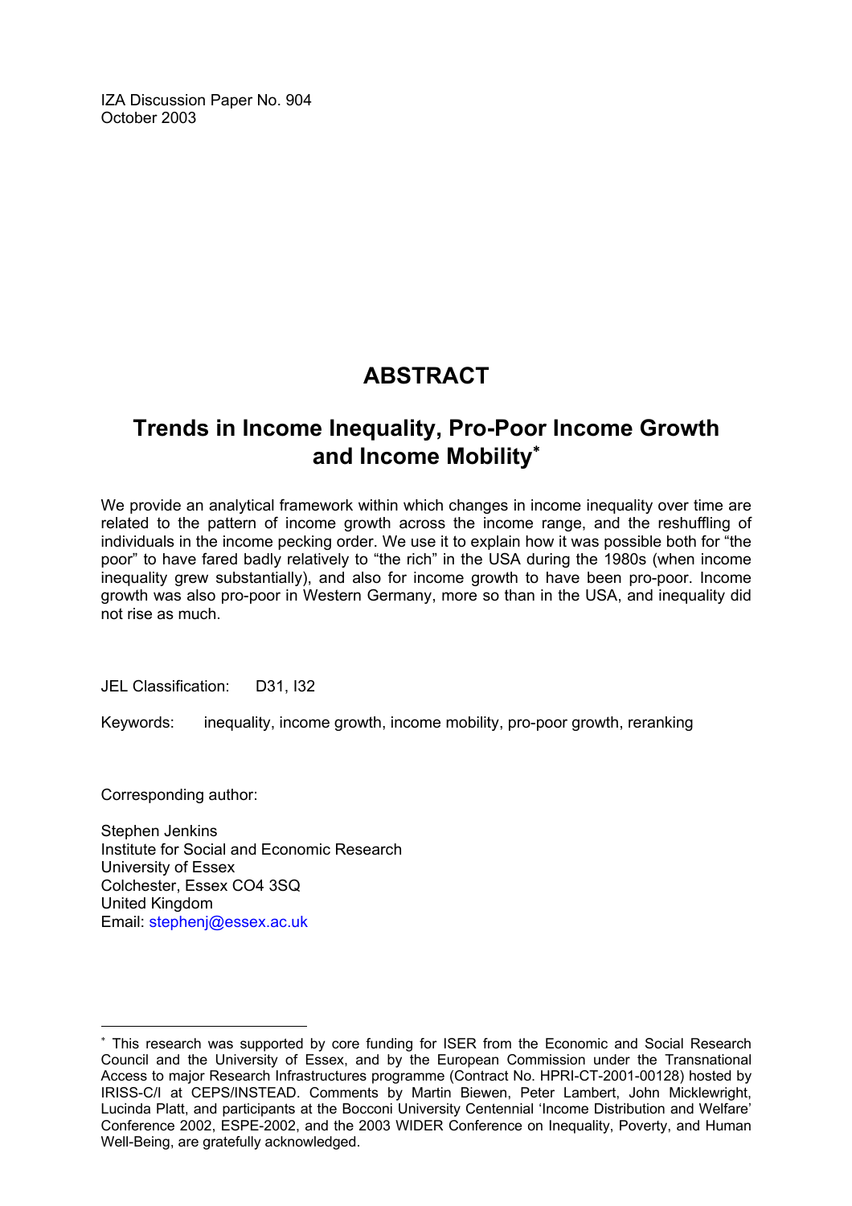IZA Discussion Paper No. 904
October 2003

# ABSTRACT

## Trends in Income Inequality, Pro-Poor Income Growth and Income Mobility[*]

We provide an analytical framework within which changes in income inequality over time are related to the pattern of income growth across the income range, and the reshuffling of individuals in the income pecking order. We use it to explain how it was possible both for "the poor" to have fared badly relatively to "the rich" in the USA during the 1980s (when income inequality grew substantially), and also for income growth to have been pro-poor. Income growth was also pro-poor in Western Germany, more so than in the USA, and inequality did not rise as much.

JEL Classification: D31, I32

Keywords: inequality, income growth, income mobility, pro-poor growth, reranking

Corresponding author:

Stephen Jenkins
Institute for Social and Economic Research
University of Essex
Colchester, Essex CO4 3SQ
United Kingdom
Email: stephenj@essex.ac.uk

---

[*] This research was supported by core funding for ISER from the Economic and Social Research Council and the University of Essex, and by the European Commission under the Transnational Access to major Research Infrastructures programme (Contract No. HPRI-CT-2001-00128) hosted by IRISS-C/I at CEPS/INSTEAD. Comments by Martin Biewen, Peter Lambert, John Micklewright, Lucinda Platt, and participants at the Bocconi University Centennial 'Income Distribution and Welfare' Conference 2002, ESPE-2002, and the 2003 WIDER Conference on Inequality, Poverty, and Human Well-Being, are gratefully acknowledged.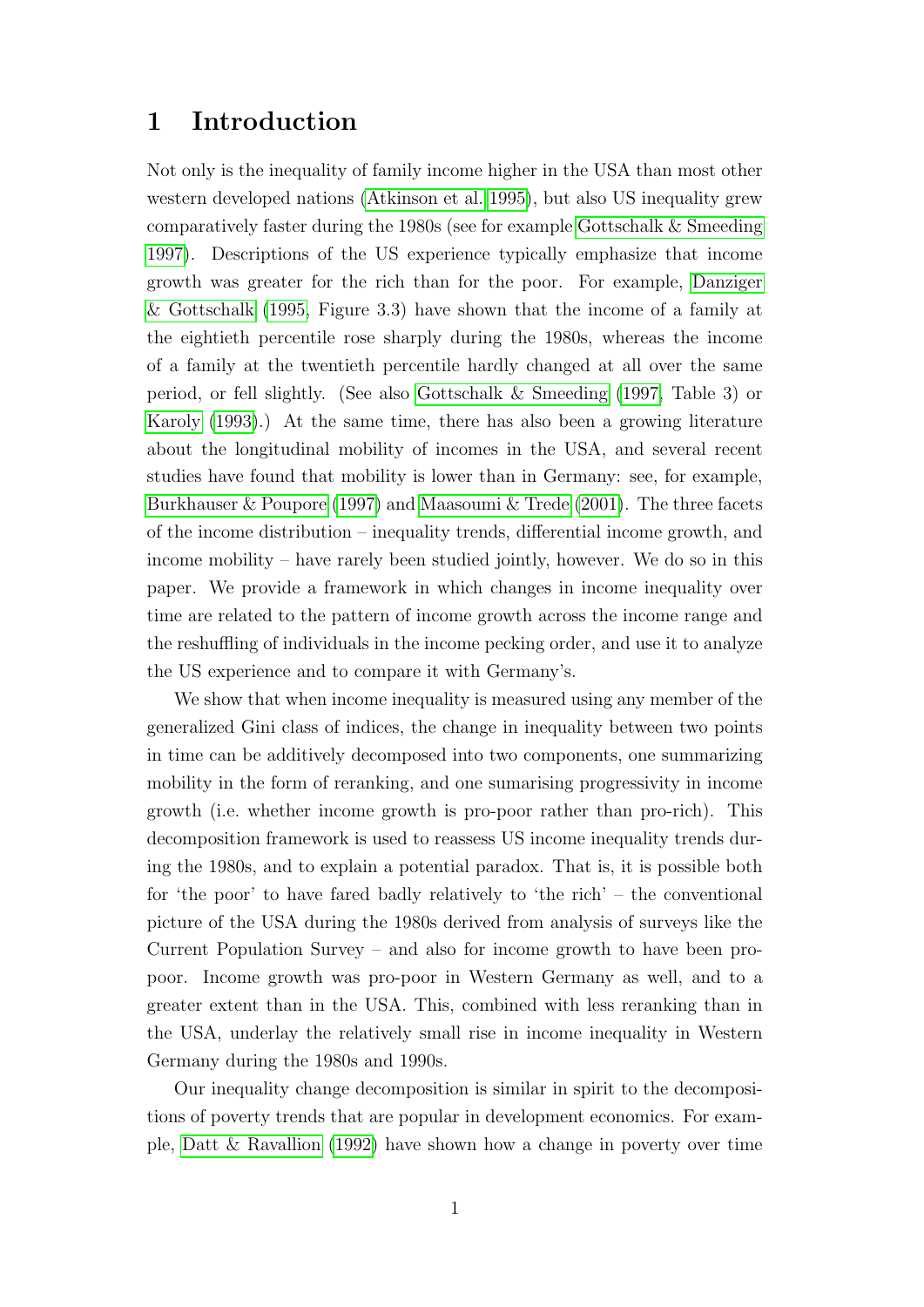# 1 Introduction

Not only is the inequality of family income higher in the USA than most other western developed nations (Atkinson et al. 1995), but also US inequality grew comparatively faster during the 1980s (see for example Gottschalk & Smeeding 1997). Descriptions of the US experience typically emphasize that income growth was greater for the rich than for the poor. For example, Danziger & Gottschalk (1995, Figure 3.3) have shown that the income of a family at the eightieth percentile rose sharply during the 1980s, whereas the income of a family at the twentieth percentile hardly changed at all over the same period, or fell slightly. (See also Gottschalk & Smeeding (1997, Table 3) or Karoly (1993).) At the same time, there has also been a growing literature about the longitudinal mobility of incomes in the USA, and several recent studies have found that mobility is lower than in Germany: see, for example, Burkhauser & Poupore (1997) and Maasoumi & Trede (2001). The three facets of the income distribution – inequality trends, differential income growth, and income mobility – have rarely been studied jointly, however. We do so in this paper. We provide a framework in which changes in income inequality over time are related to the pattern of income growth across the income range and the reshuffling of individuals in the income pecking order, and use it to analyze the US experience and to compare it with Germany's.

We show that when income inequality is measured using any member of the generalized Gini class of indices, the change in inequality between two points in time can be additively decomposed into two components, one summarizing mobility in the form of reranking, and one sumarising progressivity in income growth (i.e. whether income growth is pro-poor rather than pro-rich). This decomposition framework is used to reassess US income inequality trends during the 1980s, and to explain a potential paradox. That is, it is possible both for 'the poor' to have fared badly relatively to 'the rich' – the conventional picture of the USA during the 1980s derived from analysis of surveys like the Current Population Survey – and also for income growth to have been pro-poor. Income growth was pro-poor in Western Germany as well, and to a greater extent than in the USA. This, combined with less reranking than in the USA, underlay the relatively small rise in income inequality in Western Germany during the 1980s and 1990s.

Our inequality change decomposition is similar in spirit to the decompositions of poverty trends that are popular in development economics. For example, Datt & Ravallion (1992) have shown how a change in poverty over time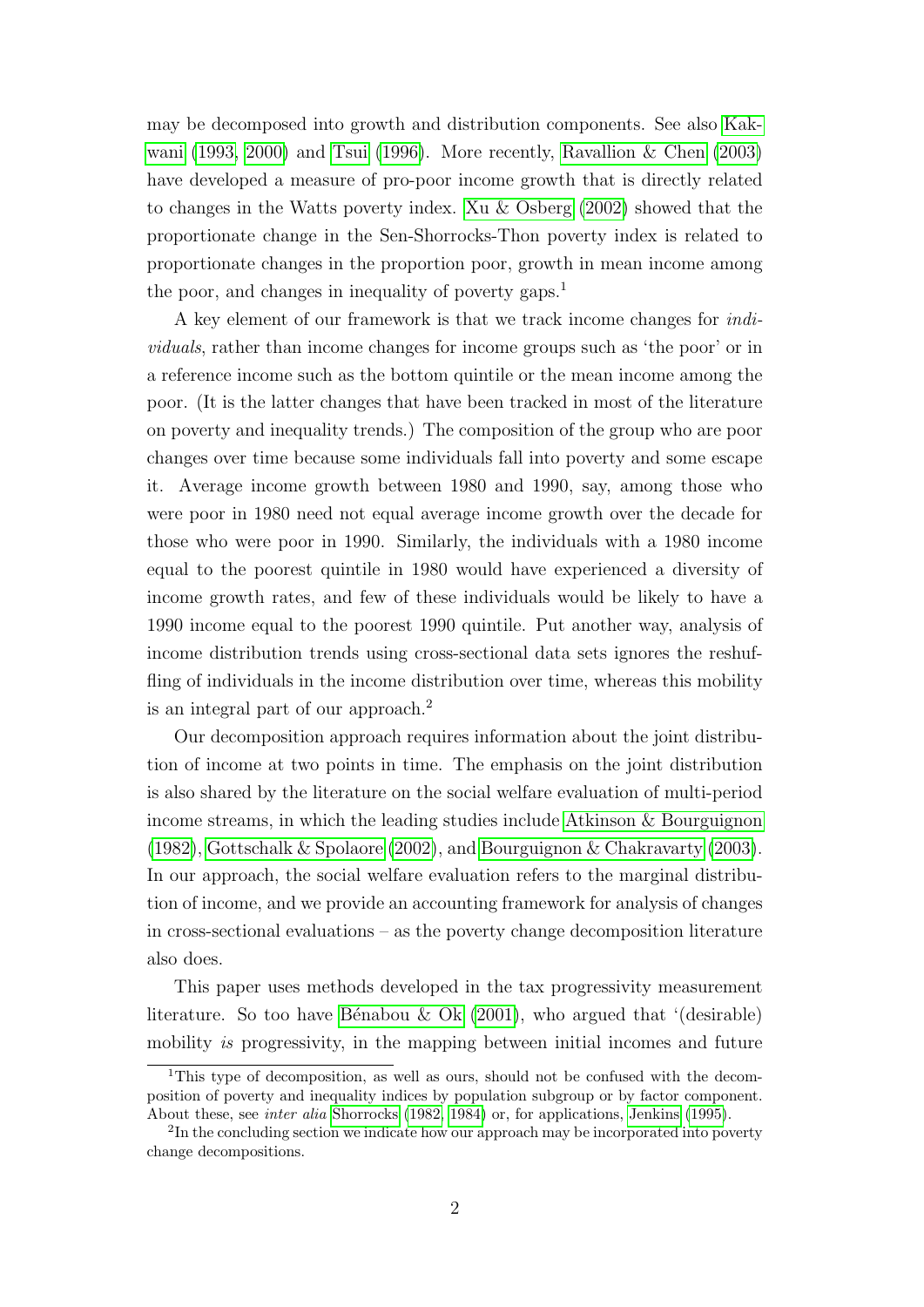may be decomposed into growth and distribution components. See also Kakwani (1993, 2000) and Tsui (1996). More recently, Ravallion & Chen (2003) have developed a measure of pro-poor income growth that is directly related to changes in the Watts poverty index. Xu & Osberg (2002) showed that the proportionate change in the Sen-Shorrocks-Thon poverty index is related to proportionate changes in the proportion poor, growth in mean income among the poor, and changes in inequality of poverty gaps.[1]

A key element of our framework is that we track income changes for *individuals*, rather than income changes for income groups such as 'the poor' or in a reference income such as the bottom quintile or the mean income among the poor. (It is the latter changes that have been tracked in most of the literature on poverty and inequality trends.) The composition of the group who are poor changes over time because some individuals fall into poverty and some escape it. Average income growth between 1980 and 1990, say, among those who were poor in 1980 need not equal average income growth over the decade for those who were poor in 1990. Similarly, the individuals with a 1980 income equal to the poorest quintile in 1980 would have experienced a diversity of income growth rates, and few of these individuals would be likely to have a 1990 income equal to the poorest 1990 quintile. Put another way, analysis of income distribution trends using cross-sectional data sets ignores the reshuffling of individuals in the income distribution over time, whereas this mobility is an integral part of our approach.[2]

Our decomposition approach requires information about the joint distribution of income at two points in time. The emphasis on the joint distribution is also shared by the literature on the social welfare evaluation of multi-period income streams, in which the leading studies include Atkinson & Bourguignon (1982), Gottschalk & Spolaore (2002), and Bourguignon & Chakravarty (2003). In our approach, the social welfare evaluation refers to the marginal distribution of income, and we provide an accounting framework for analysis of changes in cross-sectional evaluations – as the poverty change decomposition literature also does.

This paper uses methods developed in the tax progressivity measurement literature. So too have Bénabou & Ok (2001), who argued that '(desirable) mobility *is* progressivity, in the mapping between initial incomes and future

[1] This type of decomposition, as well as ours, should not be confused with the decomposition of poverty and inequality indices by population subgroup or by factor component. About these, see *inter alia* Shorrocks (1982, 1984) or, for applications, Jenkins (1995).

[2] In the concluding section we indicate how our approach may be incorporated into poverty change decompositions.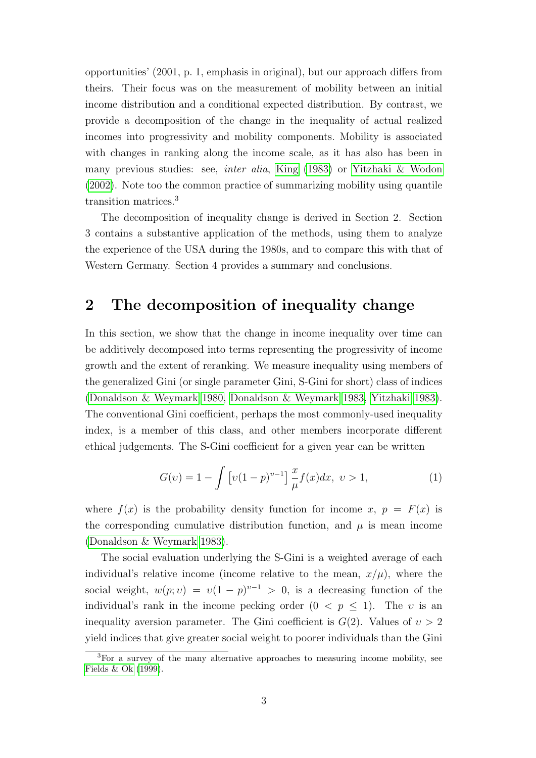opportunities' (2001, p. 1, emphasis in original), but our approach differs from theirs. Their focus was on the measurement of mobility between an initial income distribution and a conditional expected distribution. By contrast, we provide a decomposition of the change in the inequality of actual realized incomes into progressivity and mobility components. Mobility is associated with changes in ranking along the income scale, as it also has been in many previous studies: see, *inter alia*, King (1983) or Yitzhaki & Wodon (2002). Note too the common practice of summarizing mobility using quantile transition matrices.[3]

The decomposition of inequality change is derived in Section 2. Section 3 contains a substantive application of the methods, using them to analyze the experience of the USA during the 1980s, and to compare this with that of Western Germany. Section 4 provides a summary and conclusions.

## 2 The decomposition of inequality change

In this section, we show that the change in income inequality over time can be additively decomposed into terms representing the progressivity of income growth and the extent of reranking. We measure inequality using members of the generalized Gini (or single parameter Gini, S-Gini for short) class of indices (Donaldson & Weymark 1980, Donaldson & Weymark 1983, Yitzhaki 1983). The conventional Gini coefficient, perhaps the most commonly-used inequality index, is a member of this class, and other members incorporate different ethical judgements. The S-Gini coefficient for a given year can be written

$$G(\upsilon) = 1 - \int \left[\upsilon(1-p)^{\upsilon-1}\right] \frac{x}{\mu} f(x)dx, \ \upsilon > 1, \tag{1}$$

where $f(x)$ is the probability density function for income $x$, $p = F(x)$ is the corresponding cumulative distribution function, and $\mu$ is mean income (Donaldson & Weymark 1983).

The social evaluation underlying the S-Gini is a weighted average of each individual's relative income (income relative to the mean, $x/\mu$), where the social weight, $w(p;\upsilon) = \upsilon(1-p)^{\upsilon-1} > 0$, is a decreasing function of the individual's rank in the income pecking order ($0 < p \leq 1$). The $\upsilon$ is an inequality aversion parameter. The Gini coefficient is $G(2)$. Values of $\upsilon > 2$ yield indices that give greater social weight to poorer individuals than the Gini

[3] For a survey of the many alternative approaches to measuring income mobility, see Fields & Ok (1999).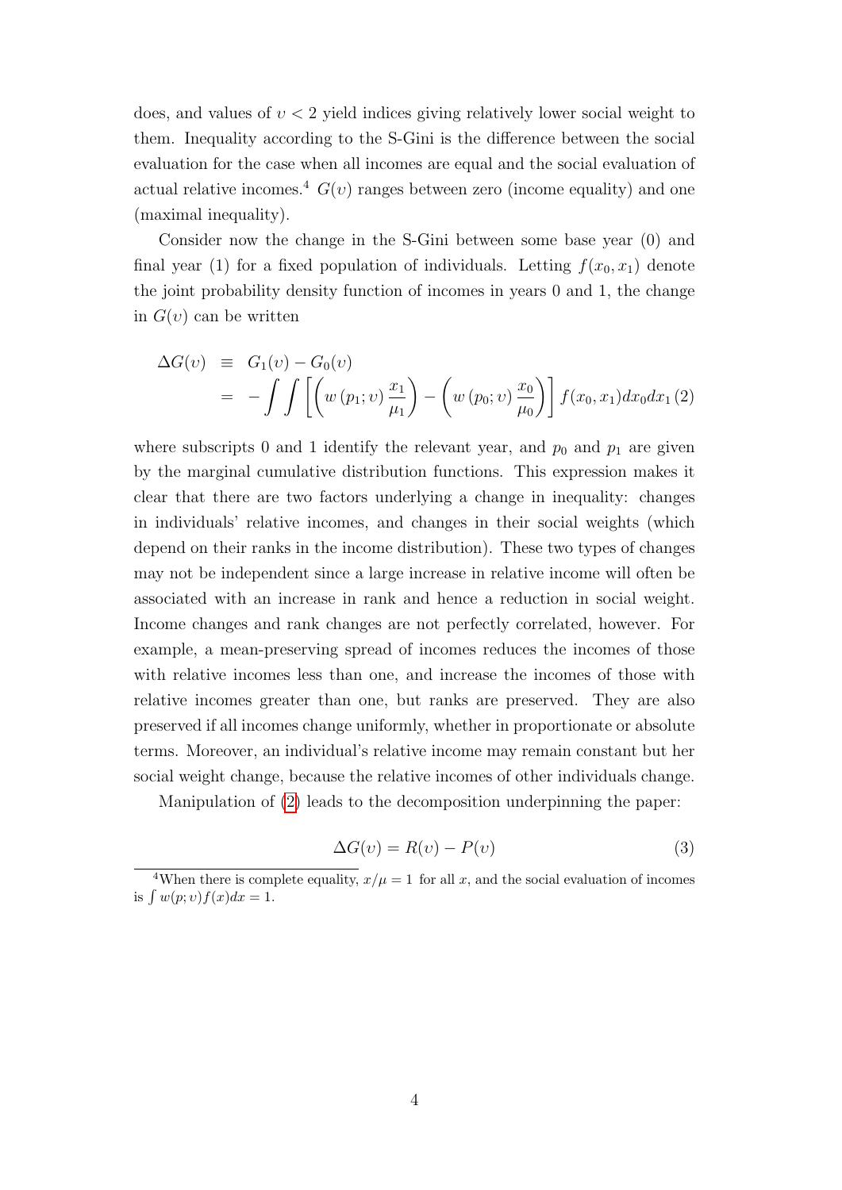does, and values of $\upsilon < 2$ yield indices giving relatively lower social weight to them. Inequality according to the S-Gini is the difference between the social evaluation for the case when all incomes are equal and the social evaluation of actual relative incomes.[4] $G(\upsilon)$ ranges between zero (income equality) and one (maximal inequality).

Consider now the change in the S-Gini between some base year (0) and final year (1) for a fixed population of individuals. Letting $f(x_0, x_1)$ denote the joint probability density function of incomes in years 0 and 1, the change in $G(\upsilon)$ can be written

$$
\begin{aligned}
\Delta G(\upsilon) &\equiv G_1(\upsilon) - G_0(\upsilon) \\
&= -\int\int \left[ \left( w\left(p_1; \upsilon\right) \frac{x_1}{\mu_1} \right) - \left( w\left(p_0; \upsilon\right) \frac{x_0}{\mu_0} \right) \right] f(x_0, x_1) dx_0 dx_1 \quad (2)
\end{aligned}
$$

where subscripts 0 and 1 identify the relevant year, and $p_0$ and $p_1$ are given by the marginal cumulative distribution functions. This expression makes it clear that there are two factors underlying a change in inequality: changes in individuals' relative incomes, and changes in their social weights (which depend on their ranks in the income distribution). These two types of changes may not be independent since a large increase in relative income will often be associated with an increase in rank and hence a reduction in social weight. Income changes and rank changes are not perfectly correlated, however. For example, a mean-preserving spread of incomes reduces the incomes of those with relative incomes less than one, and increase the incomes of those with relative incomes greater than one, but ranks are preserved. They are also preserved if all incomes change uniformly, whether in proportionate or absolute terms. Moreover, an individual's relative income may remain constant but her social weight change, because the relative incomes of other individuals change.

Manipulation of (2) leads to the decomposition underpinning the paper:

$$
\Delta G(\upsilon) = R(\upsilon) - P(\upsilon) \quad (3)
$$

[4]When there is complete equality, $x/\mu = 1$ for all $x$, and the social evaluation of incomes is $\int w(p; \upsilon) f(x) dx = 1$.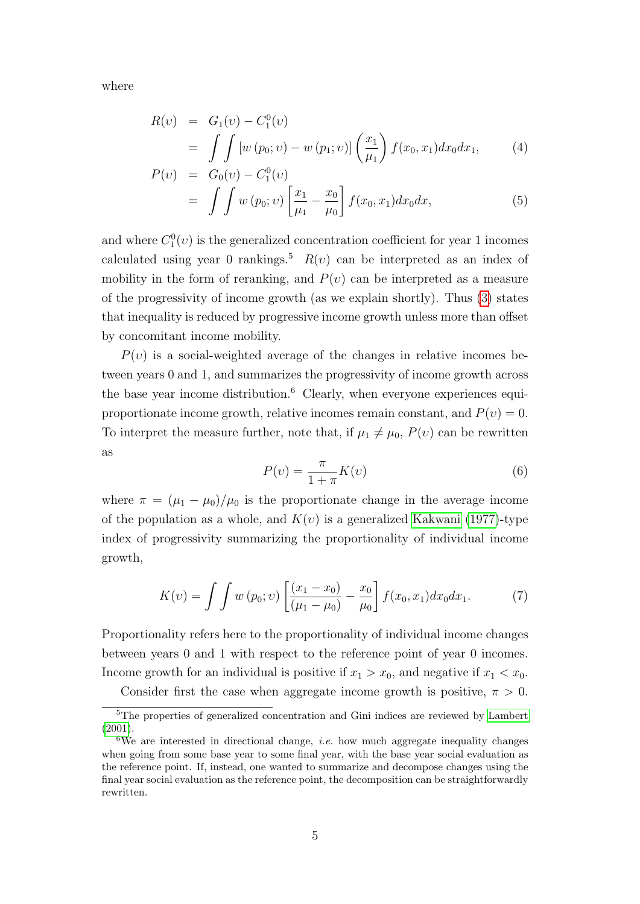where

$$
\begin{aligned}
R(\upsilon) &= G_1(\upsilon) - C_1^0(\upsilon) \\
&= \int\int \left[w\left(p_0;\upsilon\right) - w\left(p_1;\upsilon\right)\right]\left(\frac{x_1}{\mu_1}\right) f(x_0,x_1)dx_0dx_1, \qquad (4)\\
P(\upsilon) &= G_0(\upsilon) - C_1^0(\upsilon) \\
&= \int\int w\left(p_0;\upsilon\right)\left[\frac{x_1}{\mu_1} - \frac{x_0}{\mu_0}\right] f(x_0,x_1)dx_0dx, \qquad (5)
\end{aligned}
$$

and where $C_1^0(\upsilon)$ is the generalized concentration coefficient for year 1 incomes calculated using year 0 rankings.[5] $R(\upsilon)$ can be interpreted as an index of mobility in the form of reranking, and $P(\upsilon)$ can be interpreted as a measure of the progressivity of income growth (as we explain shortly). Thus (3) states that inequality is reduced by progressive income growth unless more than offset by concomitant income mobility.

$P(\upsilon)$ is a social-weighted average of the changes in relative incomes between years 0 and 1, and summarizes the progressivity of income growth across the base year income distribution.[6] Clearly, when everyone experiences equi-proportionate income growth, relative incomes remain constant, and $P(\upsilon) = 0$. To interpret the measure further, note that, if $\mu_1 \neq \mu_0$, $P(\upsilon)$ can be rewritten as

$$
P(\upsilon) = \frac{\pi}{1+\pi}K(\upsilon) \qquad (6)
$$

where $\pi = (\mu_1 - \mu_0)/\mu_0$ is the proportionate change in the average income of the population as a whole, and $K(\upsilon)$ is a generalized Kakwani (1977)-type index of progressivity summarizing the proportionality of individual income growth,

$$
K(\upsilon) = \int\int w\left(p_0;\upsilon\right)\left[\frac{(x_1 - x_0)}{(\mu_1 - \mu_0)} - \frac{x_0}{\mu_0}\right] f(x_0,x_1)dx_0dx_1. \qquad (7)
$$

Proportionality refers here to the proportionality of individual income changes between years 0 and 1 with respect to the reference point of year 0 incomes. Income growth for an individual is positive if $x_1 > x_0$, and negative if $x_1 < x_0$.

Consider first the case when aggregate income growth is positive, $\pi > 0$.

[5] The properties of generalized concentration and Gini indices are reviewed by Lambert (2001).

[6] We are interested in directional change, *i.e.* how much aggregate inequality changes when going from some base year to some final year, with the base year social evaluation as the reference point. If, instead, one wanted to summarize and decompose changes using the final year social evaluation as the reference point, the decomposition can be straightforwardly rewritten.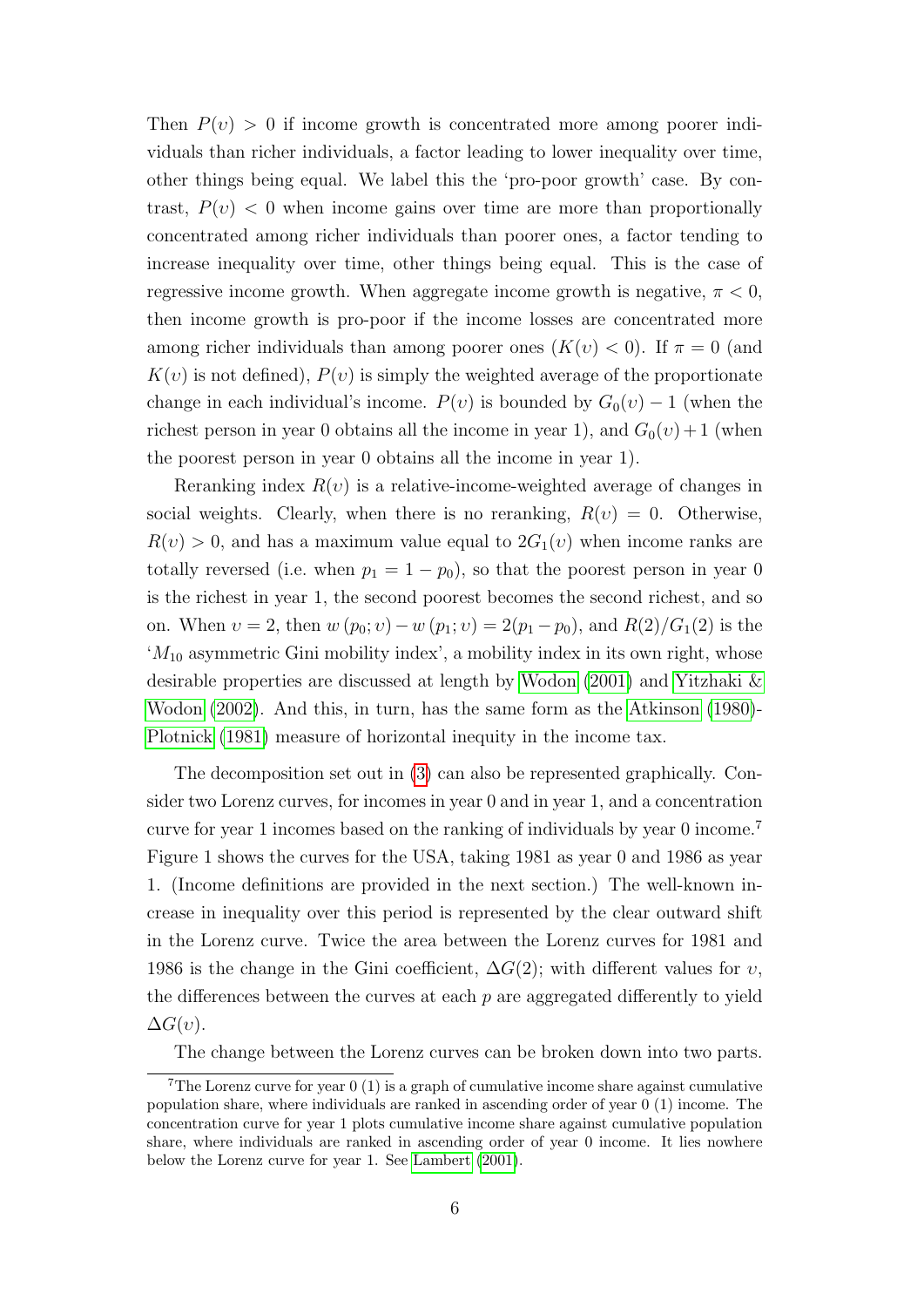Then $P(\upsilon) > 0$ if income growth is concentrated more among poorer individuals than richer individuals, a factor leading to lower inequality over time, other things being equal. We label this the 'pro-poor growth' case. By contrast, $P(\upsilon) < 0$ when income gains over time are more than proportionally concentrated among richer individuals than poorer ones, a factor tending to increase inequality over time, other things being equal. This is the case of regressive income growth. When aggregate income growth is negative, $\pi < 0$, then income growth is pro-poor if the income losses are concentrated more among richer individuals than among poorer ones ($K(\upsilon) < 0$). If $\pi = 0$ (and $K(\upsilon)$ is not defined), $P(\upsilon)$ is simply the weighted average of the proportionate change in each individual's income. $P(\upsilon)$ is bounded by $G_0(\upsilon) - 1$ (when the richest person in year 0 obtains all the income in year 1), and $G_0(\upsilon) + 1$ (when the poorest person in year 0 obtains all the income in year 1).

Reranking index $R(\upsilon)$ is a relative-income-weighted average of changes in social weights. Clearly, when there is no reranking, $R(\upsilon) = 0$. Otherwise, $R(\upsilon) > 0$, and has a maximum value equal to $2G_1(\upsilon)$ when income ranks are totally reversed (i.e. when $p_1 = 1 - p_0$), so that the poorest person in year 0 is the richest in year 1, the second poorest becomes the second richest, and so on. When $\upsilon = 2$, then $w(p_0; \upsilon) - w(p_1; \upsilon) = 2(p_1 - p_0)$, and $R(2)/G_1(2)$ is the '$M_{10}$ asymmetric Gini mobility index', a mobility index in its own right, whose desirable properties are discussed at length by Wodon (2001) and Yitzhaki & Wodon (2002). And this, in turn, has the same form as the Atkinson (1980)-Plotnick (1981) measure of horizontal inequity in the income tax.

The decomposition set out in (3) can also be represented graphically. Consider two Lorenz curves, for incomes in year 0 and in year 1, and a concentration curve for year 1 incomes based on the ranking of individuals by year 0 income.[7] Figure 1 shows the curves for the USA, taking 1981 as year 0 and 1986 as year 1. (Income definitions are provided in the next section.) The well-known increase in inequality over this period is represented by the clear outward shift in the Lorenz curve. Twice the area between the Lorenz curves for 1981 and 1986 is the change in the Gini coefficient, $\Delta G(2)$; with different values for $\upsilon$, the differences between the curves at each $p$ are aggregated differently to yield $\Delta G(\upsilon)$.

The change between the Lorenz curves can be broken down into two parts.

[7] The Lorenz curve for year 0 (1) is a graph of cumulative income share against cumulative population share, where individuals are ranked in ascending order of year 0 (1) income. The concentration curve for year 1 plots cumulative income share against cumulative population share, where individuals are ranked in ascending order of year 0 income. It lies nowhere below the Lorenz curve for year 1. See Lambert (2001).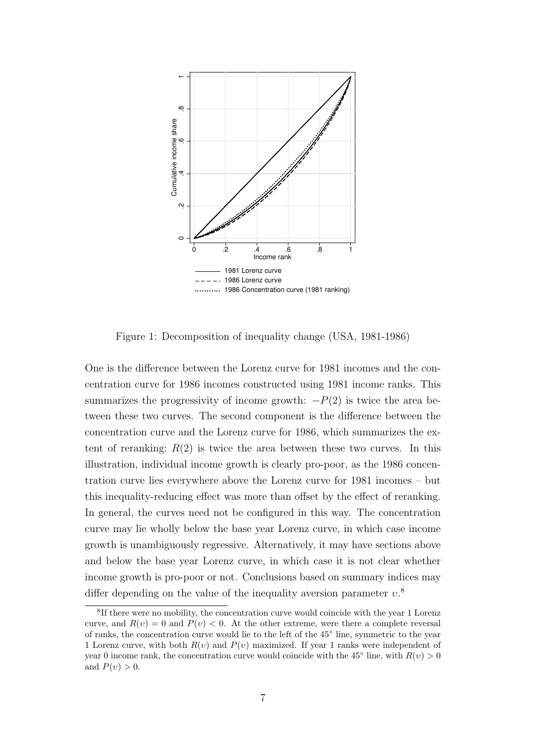Figure 1: Decomposition of inequality change (USA, 1981-1986)

One is the difference between the Lorenz curve for 1981 incomes and the concentration curve for 1986 incomes constructed using 1981 income ranks. This summarizes the progressivity of income growth: $-P(2)$ is twice the area between these two curves. The second component is the difference between the concentration curve and the Lorenz curve for 1986, which summarizes the extent of reranking: $R(2)$ is twice the area between these two curves. In this illustration, individual income growth is clearly pro-poor, as the 1986 concentration curve lies everywhere above the Lorenz curve for 1981 incomes – but this inequality-reducing effect was more than offset by the effect of reranking. In general, the curves need not be configured in this way. The concentration curve may lie wholly below the base year Lorenz curve, in which case income growth is unambiguously regressive. Alternatively, it may have sections above and below the base year Lorenz curve, in which case it is not clear whether income growth is pro-poor or not. Conclusions based on summary indices may differ depending on the value of the inequality aversion parameter $\upsilon$.[8]

[8] If there were no mobility, the concentration curve would coincide with the year 1 Lorenz curve, and $R(\upsilon) = 0$ and $P(\upsilon) < 0$. At the other extreme, were there a complete reversal of ranks, the concentration curve would lie to the left of the 45° line, symmetric to the year 1 Lorenz curve, with both $R(\upsilon)$ and $P(\upsilon)$ maximized. If year 1 ranks were independent of year 0 income rank, the concentration curve would coincide with the 45° line, with $R(\upsilon) > 0$ and $P(\upsilon) > 0$.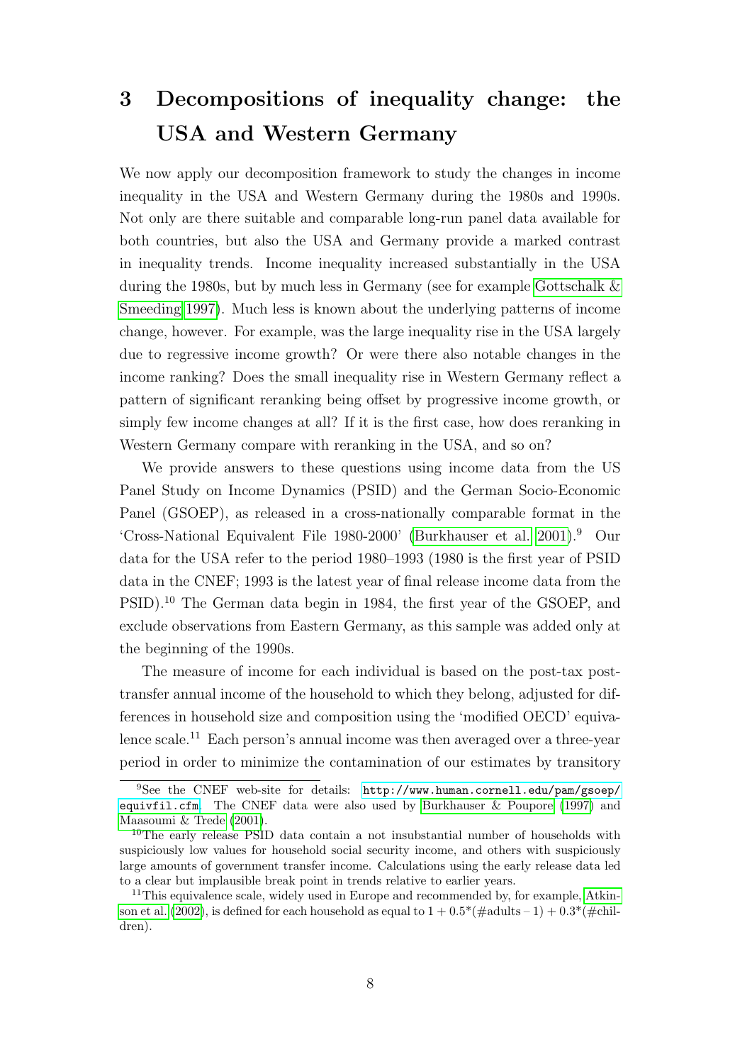# 3 Decompositions of inequality change: the USA and Western Germany

We now apply our decomposition framework to study the changes in income inequality in the USA and Western Germany during the 1980s and 1990s. Not only are there suitable and comparable long-run panel data available for both countries, but also the USA and Germany provide a marked contrast in inequality trends. Income inequality increased substantially in the USA during the 1980s, but by much less in Germany (see for example Gottschalk & Smeeding 1997). Much less is known about the underlying patterns of income change, however. For example, was the large inequality rise in the USA largely due to regressive income growth? Or were there also notable changes in the income ranking? Does the small inequality rise in Western Germany reflect a pattern of significant reranking being offset by progressive income growth, or simply few income changes at all? If it is the first case, how does reranking in Western Germany compare with reranking in the USA, and so on?

We provide answers to these questions using income data from the US Panel Study on Income Dynamics (PSID) and the German Socio-Economic Panel (GSOEP), as released in a cross-nationally comparable format in the 'Cross-National Equivalent File 1980-2000' (Burkhauser et al. 2001).[9] Our data for the USA refer to the period 1980–1993 (1980 is the first year of PSID data in the CNEF; 1993 is the latest year of final release income data from the PSID).[10] The German data begin in 1984, the first year of the GSOEP, and exclude observations from Eastern Germany, as this sample was added only at the beginning of the 1990s.

The measure of income for each individual is based on the post-tax post-transfer annual income of the household to which they belong, adjusted for differences in household size and composition using the 'modified OECD' equivalence scale.[11] Each person's annual income was then averaged over a three-year period in order to minimize the contamination of our estimates by transitory

---

[9] See the CNEF web-site for details: http://www.human.cornell.edu/pam/gsoep/equivfil.cfm. The CNEF data were also used by Burkhauser & Poupore (1997) and Maasoumi & Trede (2001).

[10] The early release PSID data contain a not insubstantial number of households with suspiciously low values for household social security income, and others with suspiciously large amounts of government transfer income. Calculations using the early release data led to a clear but implausible break point in trends relative to earlier years.

[11] This equivalence scale, widely used in Europe and recommended by, for example, Atkinson et al. (2002), is defined for each household as equal to $1 + 0.5*(\#\text{adults} - 1) + 0.3*(\#\text{children})$.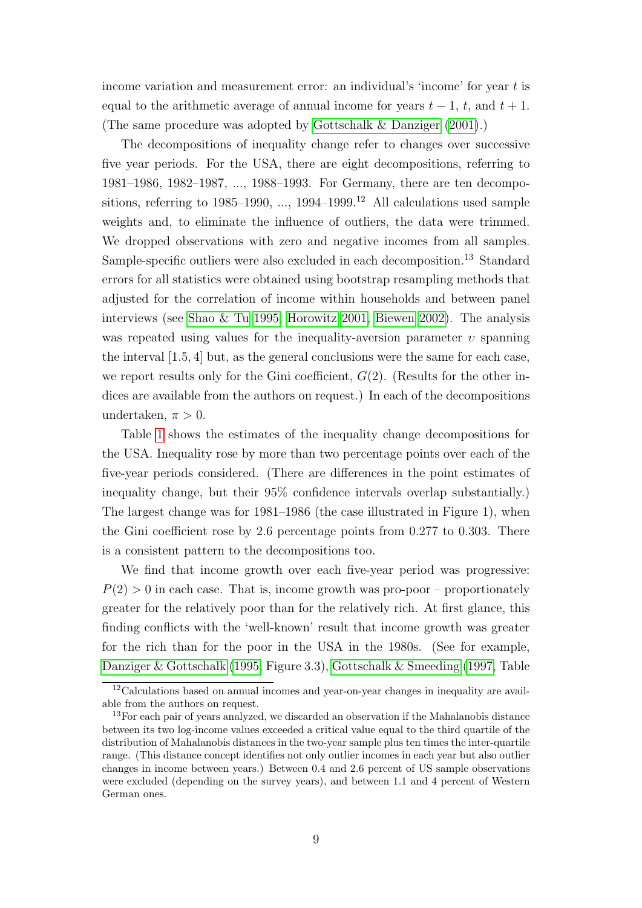income variation and measurement error: an individual's 'income' for year $t$ is equal to the arithmetic average of annual income for years $t-1$, $t$, and $t+1$. (The same procedure was adopted by Gottschalk & Danziger (2001).)

The decompositions of inequality change refer to changes over successive five year periods. For the USA, there are eight decompositions, referring to 1981–1986, 1982–1987, ..., 1988–1993. For Germany, there are ten decompositions, referring to 1985–1990, ..., 1994–1999.[12] All calculations used sample weights and, to eliminate the influence of outliers, the data were trimmed. We dropped observations with zero and negative incomes from all samples. Sample-specific outliers were also excluded in each decomposition.[13] Standard errors for all statistics were obtained using bootstrap resampling methods that adjusted for the correlation of income within households and between panel interviews (see Shao & Tu 1995, Horowitz 2001, Biewen 2002). The analysis was repeated using values for the inequality-aversion parameter $\upsilon$ spanning the interval $[1.5, 4]$ but, as the general conclusions were the same for each case, we report results only for the Gini coefficient, $G(2)$. (Results for the other indices are available from the authors on request.) In each of the decompositions undertaken, $\pi > 0$.

Table 1 shows the estimates of the inequality change decompositions for the USA. Inequality rose by more than two percentage points over each of the five-year periods considered. (There are differences in the point estimates of inequality change, but their 95% confidence intervals overlap substantially.) The largest change was for 1981–1986 (the case illustrated in Figure 1), when the Gini coefficient rose by 2.6 percentage points from 0.277 to 0.303. There is a consistent pattern to the decompositions too.

We find that income growth over each five-year period was progressive: $P(2) > 0$ in each case. That is, income growth was pro-poor – proportionately greater for the relatively poor than for the relatively rich. At first glance, this finding conflicts with the 'well-known' result that income growth was greater for the rich than for the poor in the USA in the 1980s. (See for example, Danziger & Gottschalk (1995, Figure 3.3), Gottschalk & Smeeding (1997, Table

[12] Calculations based on annual incomes and year-on-year changes in inequality are available from the authors on request.

[13] For each pair of years analyzed, we discarded an observation if the Mahalanobis distance between its two log-income values exceeded a critical value equal to the third quartile of the distribution of Mahalanobis distances in the two-year sample plus ten times the inter-quartile range. (This distance concept identifies not only outlier incomes in each year but also outlier changes in income between years.) Between 0.4 and 2.6 percent of US sample observations were excluded (depending on the survey years), and between 1.1 and 4 percent of Western German ones.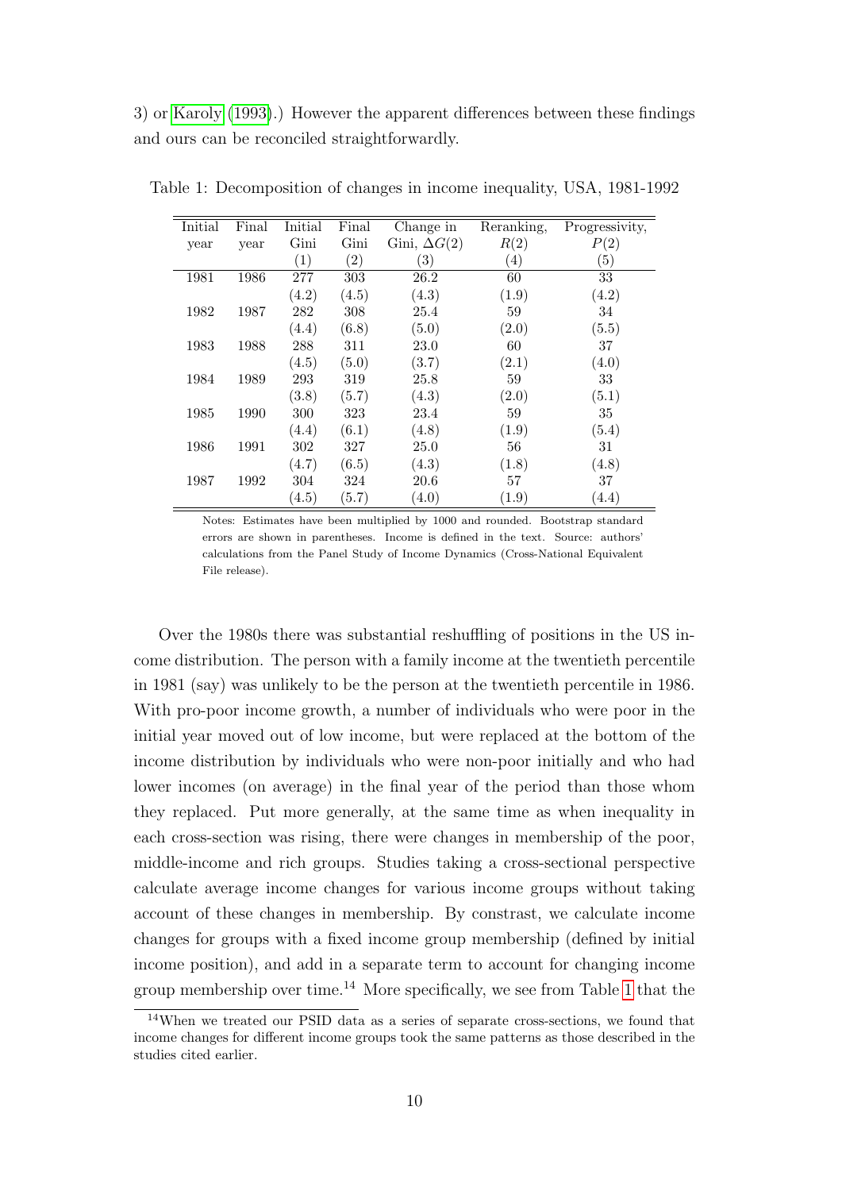3) or Karoly (1993).) However the apparent differences between these findings and ours can be reconciled straightforwardly.

Table 1: Decomposition of changes in income inequality, USA, 1981-1992

| Initial year | Final year | Initial Gini (1) | Final Gini (2) | Change in Gini, $\Delta G(2)$ (3) | Reranking, $R(2)$ (4) | Progressivity, $P(2)$ (5) |
|---|---|---|---|---|---|---|
| 1981 | 1986 | 277 | 303 | 26.2 | 60 | 33 |
| | | (4.2) | (4.5) | (4.3) | (1.9) | (4.2) |
| 1982 | 1987 | 282 | 308 | 25.4 | 59 | 34 |
| | | (4.4) | (6.8) | (5.0) | (2.0) | (5.5) |
| 1983 | 1988 | 288 | 311 | 23.0 | 60 | 37 |
| | | (4.5) | (5.0) | (3.7) | (2.1) | (4.0) |
| 1984 | 1989 | 293 | 319 | 25.8 | 59 | 33 |
| | | (3.8) | (5.7) | (4.3) | (2.0) | (5.1) |
| 1985 | 1990 | 300 | 323 | 23.4 | 59 | 35 |
| | | (4.4) | (6.1) | (4.8) | (1.9) | (5.4) |
| 1986 | 1991 | 302 | 327 | 25.0 | 56 | 31 |
| | | (4.7) | (6.5) | (4.3) | (1.8) | (4.8) |
| 1987 | 1992 | 304 | 324 | 20.6 | 57 | 37 |
| | | (4.5) | (5.7) | (4.0) | (1.9) | (4.4) |

Notes: Estimates have been multiplied by 1000 and rounded. Bootstrap standard errors are shown in parentheses. Income is defined in the text. Source: authors' calculations from the Panel Study of Income Dynamics (Cross-National Equivalent File release).

Over the 1980s there was substantial reshuffling of positions in the US income distribution. The person with a family income at the twentieth percentile in 1981 (say) was unlikely to be the person at the twentieth percentile in 1986. With pro-poor income growth, a number of individuals who were poor in the initial year moved out of low income, but were replaced at the bottom of the income distribution by individuals who were non-poor initially and who had lower incomes (on average) in the final year of the period than those whom they replaced. Put more generally, at the same time as when inequality in each cross-section was rising, there were changes in membership of the poor, middle-income and rich groups. Studies taking a cross-sectional perspective calculate average income changes for various income groups without taking account of these changes in membership. By constrast, we calculate income changes for groups with a fixed income group membership (defined by initial income position), and add in a separate term to account for changing income group membership over time.[14] More specifically, we see from Table 1 that the

[14] When we treated our PSID data as a series of separate cross-sections, we found that income changes for different income groups took the same patterns as those described in the studies cited earlier.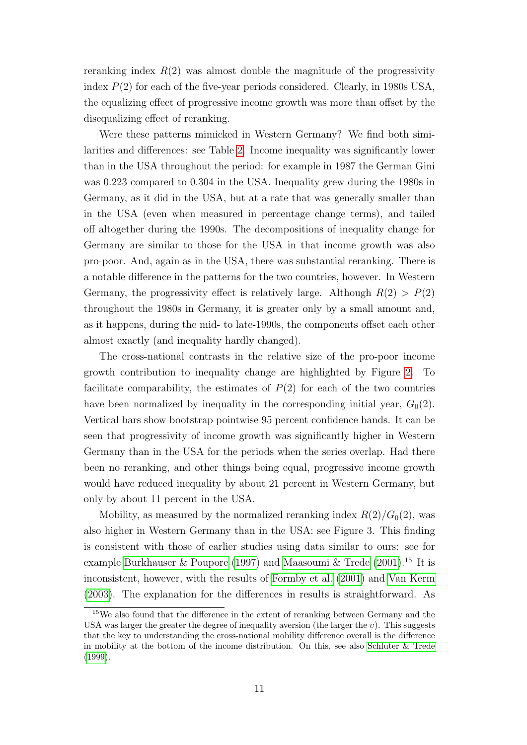reranking index $R(2)$ was almost double the magnitude of the progressivity index $P(2)$ for each of the five-year periods considered. Clearly, in 1980s USA, the equalizing effect of progressive income growth was more than offset by the disequalizing effect of reranking.

Were these patterns mimicked in Western Germany? We find both similarities and differences: see Table 2. Income inequality was significantly lower than in the USA throughout the period: for example in 1987 the German Gini was 0.223 compared to 0.304 in the USA. Inequality grew during the 1980s in Germany, as it did in the USA, but at a rate that was generally smaller than in the USA (even when measured in percentage change terms), and tailed off altogether during the 1990s. The decompositions of inequality change for Germany are similar to those for the USA in that income growth was also pro-poor. And, again as in the USA, there was substantial reranking. There is a notable difference in the patterns for the two countries, however. In Western Germany, the progressivity effect is relatively large. Although $R(2) > P(2)$ throughout the 1980s in Germany, it is greater only by a small amount and, as it happens, during the mid- to late-1990s, the components offset each other almost exactly (and inequality hardly changed).

The cross-national contrasts in the relative size of the pro-poor income growth contribution to inequality change are highlighted by Figure 2. To facilitate comparability, the estimates of $P(2)$ for each of the two countries have been normalized by inequality in the corresponding initial year, $G_0(2)$. Vertical bars show bootstrap pointwise 95 percent confidence bands. It can be seen that progressivity of income growth was significantly higher in Western Germany than in the USA for the periods when the series overlap. Had there been no reranking, and other things being equal, progressive income growth would have reduced inequality by about 21 percent in Western Germany, but only by about 11 percent in the USA.

Mobility, as measured by the normalized reranking index $R(2)/G_0(2)$, was also higher in Western Germany than in the USA: see Figure 3. This finding is consistent with those of earlier studies using data similar to ours: see for example Burkhauser & Poupore (1997) and Maasoumi & Trede (2001).[15] It is inconsistent, however, with the results of Formby et al. (2001) and Van Kerm (2003). The explanation for the differences in results is straightforward. As

[15] We also found that the difference in the extent of reranking between Germany and the USA was larger the greater the degree of inequality aversion (the larger the $\upsilon$). This suggests that the key to understanding the cross-national mobility difference overall is the difference in mobility at the bottom of the income distribution. On this, see also Schluter & Trede (1999).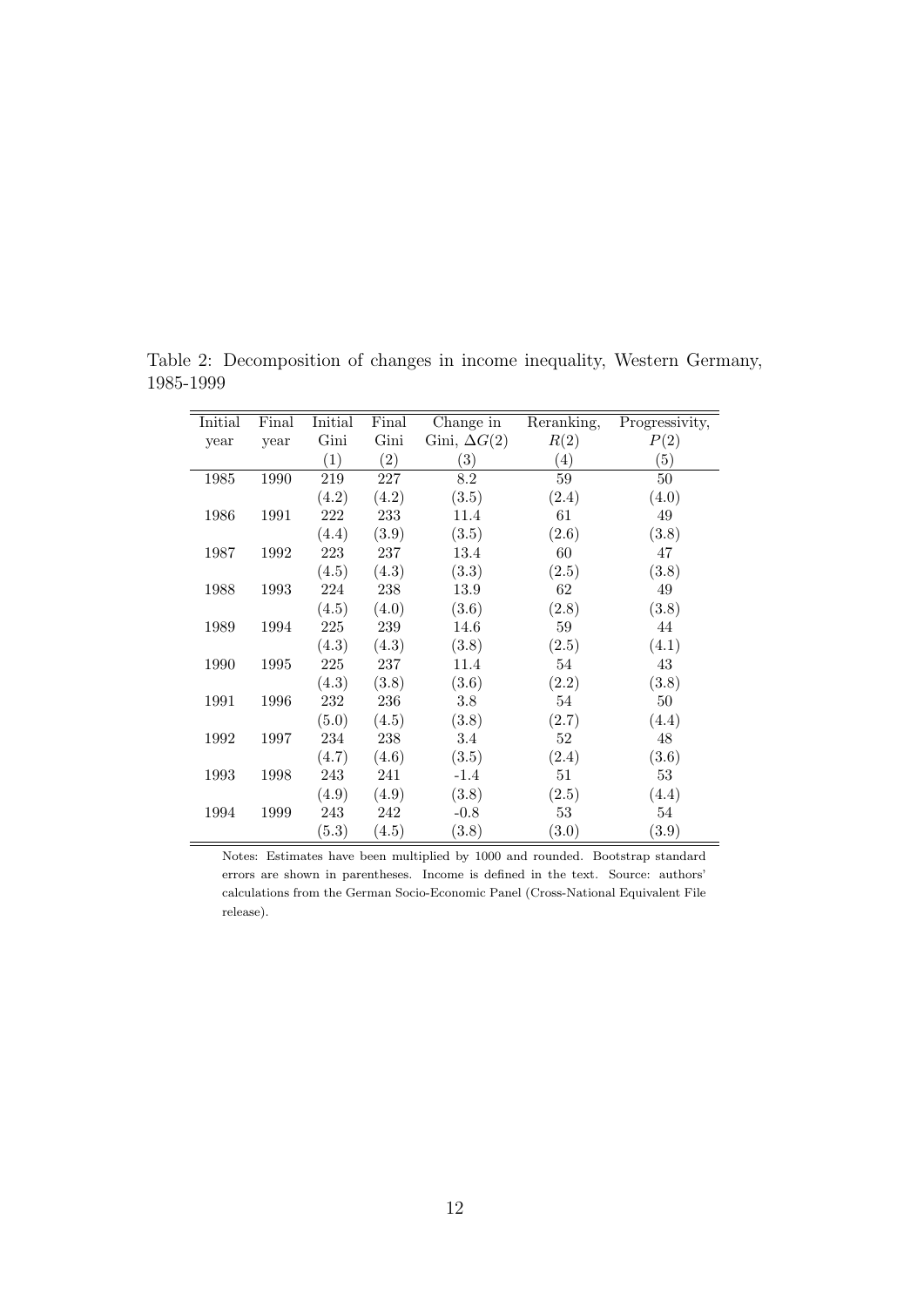Table 2: Decomposition of changes in income inequality, Western Germany, 1985-1999

| Initial year | Final year | Initial Gini (1) | Final Gini (2) | Change in Gini, $\Delta G(2)$ (3) | Reranking, $R(2)$ (4) | Progressivity, $P(2)$ (5) |
|---|---|---|---|---|---|---|
| 1985 | 1990 | 219 | 227 | 8.2 | 59 | 50 |
| | | (4.2) | (4.2) | (3.5) | (2.4) | (4.0) |
| 1986 | 1991 | 222 | 233 | 11.4 | 61 | 49 |
| | | (4.4) | (3.9) | (3.5) | (2.6) | (3.8) |
| 1987 | 1992 | 223 | 237 | 13.4 | 60 | 47 |
| | | (4.5) | (4.3) | (3.3) | (2.5) | (3.8) |
| 1988 | 1993 | 224 | 238 | 13.9 | 62 | 49 |
| | | (4.5) | (4.0) | (3.6) | (2.8) | (3.8) |
| 1989 | 1994 | 225 | 239 | 14.6 | 59 | 44 |
| | | (4.3) | (4.3) | (3.8) | (2.5) | (4.1) |
| 1990 | 1995 | 225 | 237 | 11.4 | 54 | 43 |
| | | (4.3) | (3.8) | (3.6) | (2.2) | (3.8) |
| 1991 | 1996 | 232 | 236 | 3.8 | 54 | 50 |
| | | (5.0) | (4.5) | (3.8) | (2.7) | (4.4) |
| 1992 | 1997 | 234 | 238 | 3.4 | 52 | 48 |
| | | (4.7) | (4.6) | (3.5) | (2.4) | (3.6) |
| 1993 | 1998 | 243 | 241 | -1.4 | 51 | 53 |
| | | (4.9) | (4.9) | (3.8) | (2.5) | (4.4) |
| 1994 | 1999 | 243 | 242 | -0.8 | 53 | 54 |
| | | (5.3) | (4.5) | (3.8) | (3.0) | (3.9) |

Notes: Estimates have been multiplied by 1000 and rounded. Bootstrap standard errors are shown in parentheses. Income is defined in the text. Source: authors' calculations from the German Socio-Economic Panel (Cross-National Equivalent File release).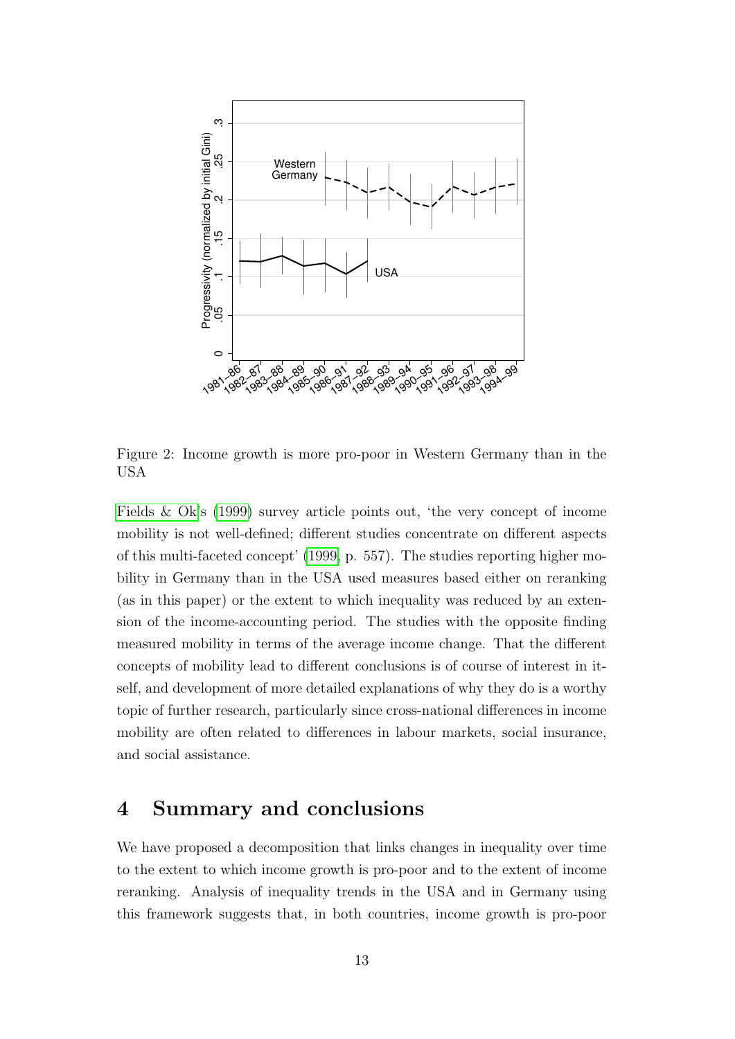Figure 2: Income growth is more pro-poor in Western Germany than in the USA

Fields & Ok's (1999) survey article points out, 'the very concept of income mobility is not well-defined; different studies concentrate on different aspects of this multi-faceted concept' (1999, p. 557). The studies reporting higher mobility in Germany than in the USA used measures based either on reranking (as in this paper) or the extent to which inequality was reduced by an extension of the income-accounting period. The studies with the opposite finding measured mobility in terms of the average income change. That the different concepts of mobility lead to different conclusions is of course of interest in itself, and development of more detailed explanations of why they do is a worthy topic of further research, particularly since cross-national differences in income mobility are often related to differences in labour markets, social insurance, and social assistance.

# 4 Summary and conclusions

We have proposed a decomposition that links changes in inequality over time to the extent to which income growth is pro-poor and to the extent of income reranking. Analysis of inequality trends in the USA and in Germany using this framework suggests that, in both countries, income growth is pro-poor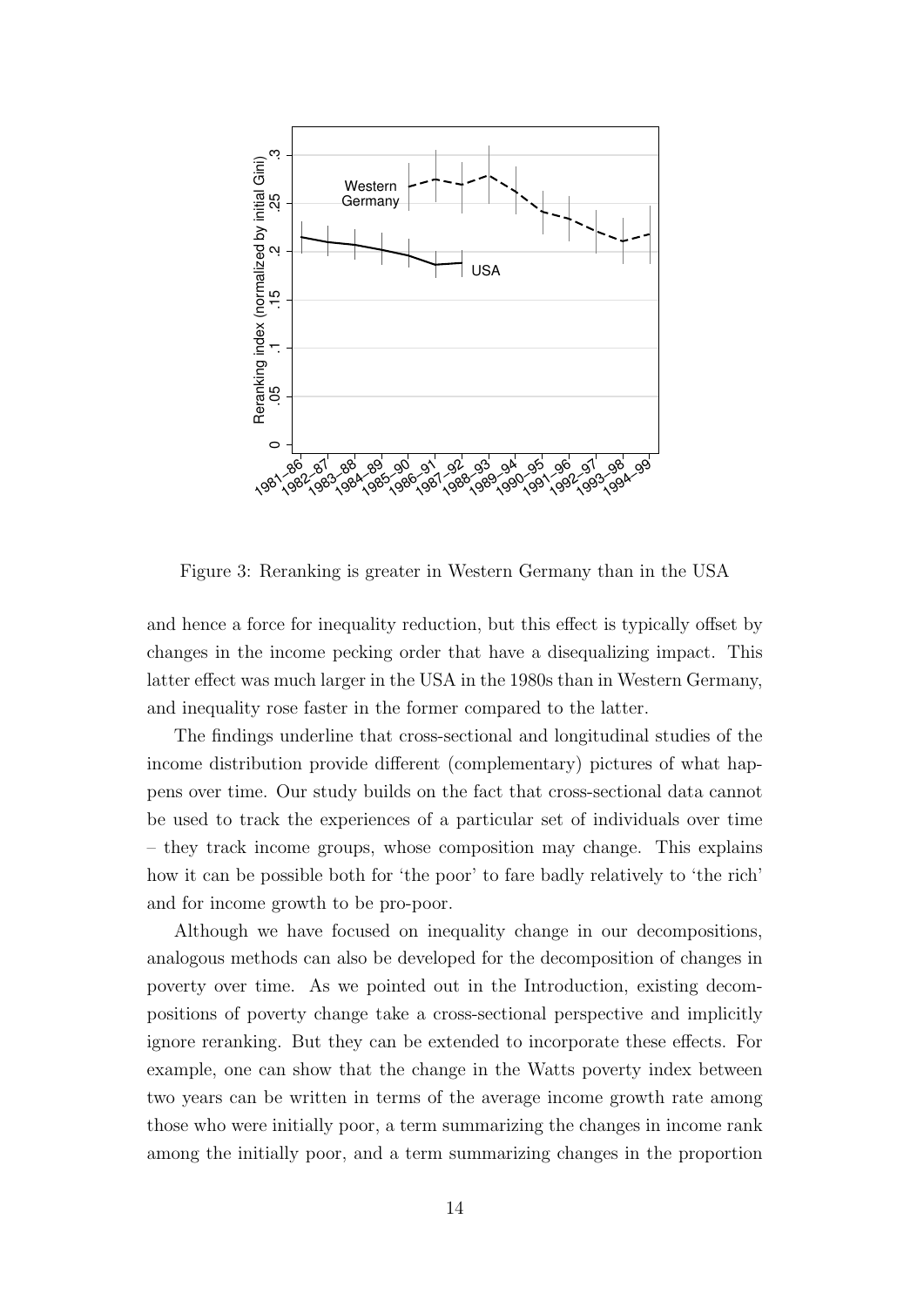Figure 3: Reranking is greater in Western Germany than in the USA

and hence a force for inequality reduction, but this effect is typically offset by changes in the income pecking order that have a disequalizing impact. This latter effect was much larger in the USA in the 1980s than in Western Germany, and inequality rose faster in the former compared to the latter.

The findings underline that cross-sectional and longitudinal studies of the income distribution provide different (complementary) pictures of what happens over time. Our study builds on the fact that cross-sectional data cannot be used to track the experiences of a particular set of individuals over time – they track income groups, whose composition may change. This explains how it can be possible both for 'the poor' to fare badly relatively to 'the rich' and for income growth to be pro-poor.

Although we have focused on inequality change in our decompositions, analogous methods can also be developed for the decomposition of changes in poverty over time. As we pointed out in the Introduction, existing decompositions of poverty change take a cross-sectional perspective and implicitly ignore reranking. But they can be extended to incorporate these effects. For example, one can show that the change in the Watts poverty index between two years can be written in terms of the average income growth rate among those who were initially poor, a term summarizing the changes in income rank among the initially poor, and a term summarizing changes in the proportion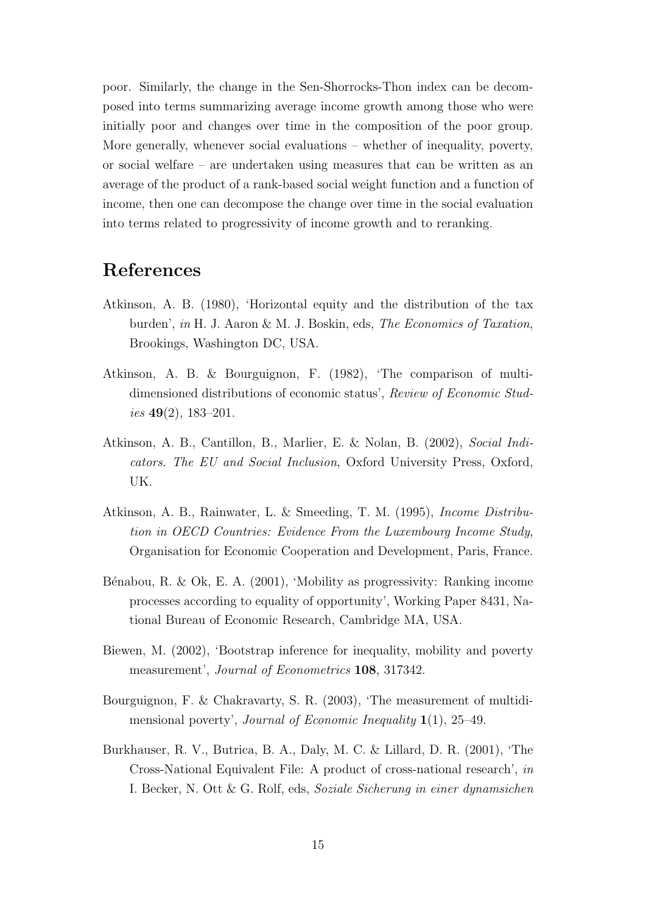poor. Similarly, the change in the Sen-Shorrocks-Thon index can be decomposed into terms summarizing average income growth among those who were initially poor and changes over time in the composition of the poor group. More generally, whenever social evaluations – whether of inequality, poverty, or social welfare – are undertaken using measures that can be written as an average of the product of a rank-based social weight function and a function of income, then one can decompose the change over time in the social evaluation into terms related to progressivity of income growth and to reranking.

# References

Atkinson, A. B. (1980), 'Horizontal equity and the distribution of the tax burden', *in* H. J. Aaron & M. J. Boskin, eds, *The Economics of Taxation*, Brookings, Washington DC, USA.

Atkinson, A. B. & Bourguignon, F. (1982), 'The comparison of multi-dimensioned distributions of economic status', *Review of Economic Studies* **49**(2), 183–201.

Atkinson, A. B., Cantillon, B., Marlier, E. & Nolan, B. (2002), *Social Indicators. The EU and Social Inclusion*, Oxford University Press, Oxford, UK.

Atkinson, A. B., Rainwater, L. & Smeeding, T. M. (1995), *Income Distribution in OECD Countries: Evidence From the Luxembourg Income Study*, Organisation for Economic Cooperation and Development, Paris, France.

Bénabou, R. & Ok, E. A. (2001), 'Mobility as progressivity: Ranking income processes according to equality of opportunity', Working Paper 8431, National Bureau of Economic Research, Cambridge MA, USA.

Biewen, M. (2002), 'Bootstrap inference for inequality, mobility and poverty measurement', *Journal of Econometrics* **108**, 317342.

Bourguignon, F. & Chakravarty, S. R. (2003), 'The measurement of multidimensional poverty', *Journal of Economic Inequality* **1**(1), 25–49.

Burkhauser, R. V., Butrica, B. A., Daly, M. C. & Lillard, D. R. (2001), 'The Cross-National Equivalent File: A product of cross-national research', *in* I. Becker, N. Ott & G. Rolf, eds, *Soziale Sicherung in einer dynamsichen*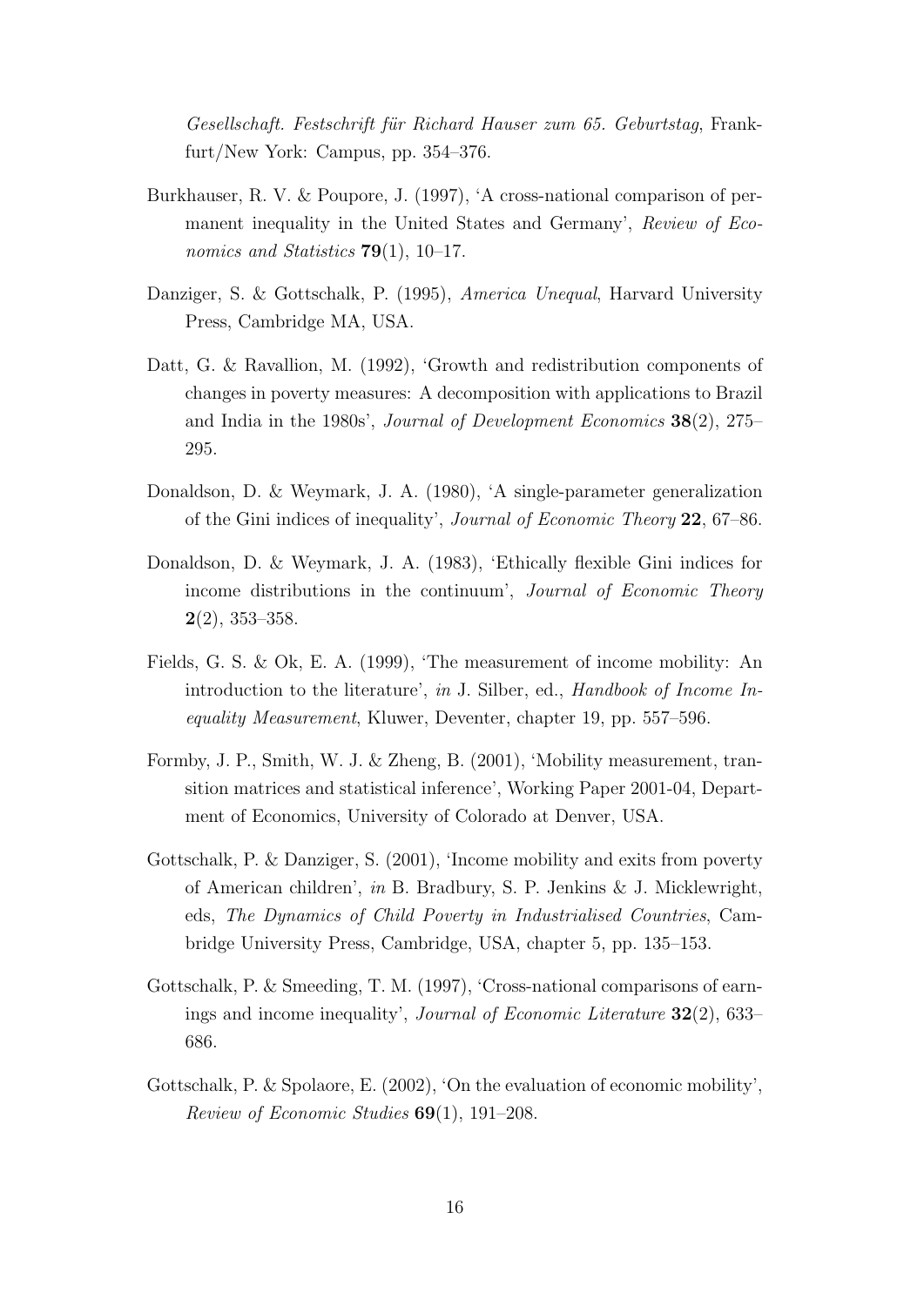*Gesellschaft. Festschrift für Richard Hauser zum 65. Geburtstag*, Frankfurt/New York: Campus, pp. 354–376.

Burkhauser, R. V. & Poupore, J. (1997), 'A cross-national comparison of permanent inequality in the United States and Germany', *Review of Economics and Statistics* **79**(1), 10–17.

Danziger, S. & Gottschalk, P. (1995), *America Unequal*, Harvard University Press, Cambridge MA, USA.

Datt, G. & Ravallion, M. (1992), 'Growth and redistribution components of changes in poverty measures: A decomposition with applications to Brazil and India in the 1980s', *Journal of Development Economics* **38**(2), 275–295.

Donaldson, D. & Weymark, J. A. (1980), 'A single-parameter generalization of the Gini indices of inequality', *Journal of Economic Theory* **22**, 67–86.

Donaldson, D. & Weymark, J. A. (1983), 'Ethically flexible Gini indices for income distributions in the continuum', *Journal of Economic Theory* **2**(2), 353–358.

Fields, G. S. & Ok, E. A. (1999), 'The measurement of income mobility: An introduction to the literature', *in* J. Silber, ed., *Handbook of Income Inequality Measurement*, Kluwer, Deventer, chapter 19, pp. 557–596.

Formby, J. P., Smith, W. J. & Zheng, B. (2001), 'Mobility measurement, transition matrices and statistical inference', Working Paper 2001-04, Department of Economics, University of Colorado at Denver, USA.

Gottschalk, P. & Danziger, S. (2001), 'Income mobility and exits from poverty of American children', *in* B. Bradbury, S. P. Jenkins & J. Micklewright, eds, *The Dynamics of Child Poverty in Industrialised Countries*, Cambridge University Press, Cambridge, USA, chapter 5, pp. 135–153.

Gottschalk, P. & Smeeding, T. M. (1997), 'Cross-national comparisons of earnings and income inequality', *Journal of Economic Literature* **32**(2), 633–686.

Gottschalk, P. & Spolaore, E. (2002), 'On the evaluation of economic mobility', *Review of Economic Studies* **69**(1), 191–208.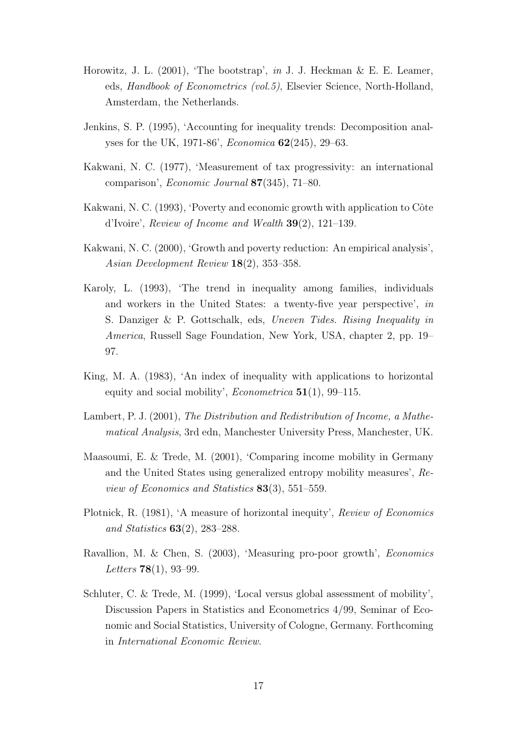Horowitz, J. L. (2001), 'The bootstrap', *in* J. J. Heckman & E. E. Leamer, eds, *Handbook of Econometrics (vol.5)*, Elsevier Science, North-Holland, Amsterdam, the Netherlands.

Jenkins, S. P. (1995), 'Accounting for inequality trends: Decomposition analyses for the UK, 1971-86', *Economica* **62**(245), 29–63.

Kakwani, N. C. (1977), 'Measurement of tax progressivity: an international comparison', *Economic Journal* **87**(345), 71–80.

Kakwani, N. C. (1993), 'Poverty and economic growth with application to Côte d'Ivoire', *Review of Income and Wealth* **39**(2), 121–139.

Kakwani, N. C. (2000), 'Growth and poverty reduction: An empirical analysis', *Asian Development Review* **18**(2), 353–358.

Karoly, L. (1993), 'The trend in inequality among families, individuals and workers in the United States: a twenty-five year perspective', *in* S. Danziger & P. Gottschalk, eds, *Uneven Tides. Rising Inequality in America*, Russell Sage Foundation, New York, USA, chapter 2, pp. 19–97.

King, M. A. (1983), 'An index of inequality with applications to horizontal equity and social mobility', *Econometrica* **51**(1), 99–115.

Lambert, P. J. (2001), *The Distribution and Redistribution of Income, a Mathematical Analysis*, 3rd edn, Manchester University Press, Manchester, UK.

Maasoumi, E. & Trede, M. (2001), 'Comparing income mobility in Germany and the United States using generalized entropy mobility measures', *Review of Economics and Statistics* **83**(3), 551–559.

Plotnick, R. (1981), 'A measure of horizontal inequity', *Review of Economics and Statistics* **63**(2), 283–288.

Ravallion, M. & Chen, S. (2003), 'Measuring pro-poor growth', *Economics Letters* **78**(1), 93–99.

Schluter, C. & Trede, M. (1999), 'Local versus global assessment of mobility', Discussion Papers in Statistics and Econometrics 4/99, Seminar of Economic and Social Statistics, University of Cologne, Germany. Forthcoming in *International Economic Review*.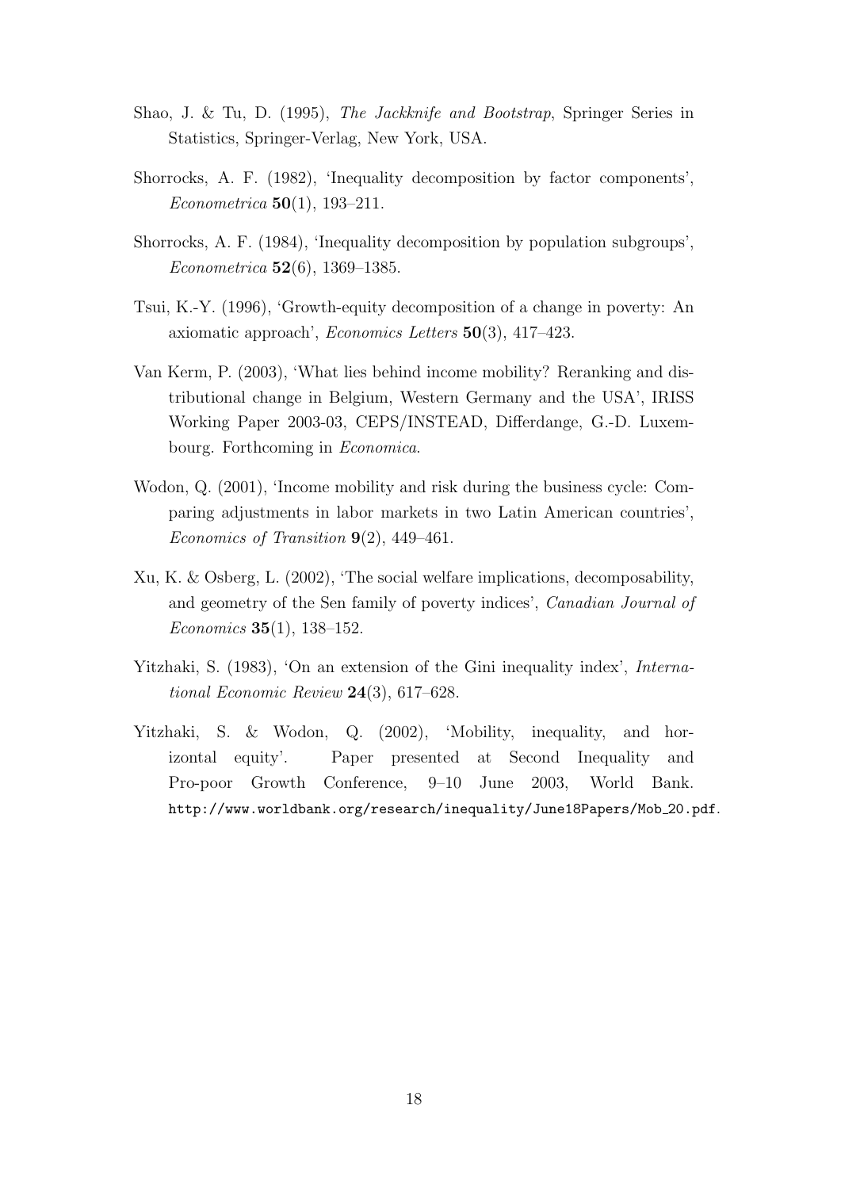Shao, J. & Tu, D. (1995), *The Jackknife and Bootstrap*, Springer Series in Statistics, Springer-Verlag, New York, USA.

Shorrocks, A. F. (1982), 'Inequality decomposition by factor components', *Econometrica* **50**(1), 193–211.

Shorrocks, A. F. (1984), 'Inequality decomposition by population subgroups', *Econometrica* **52**(6), 1369–1385.

Tsui, K.-Y. (1996), 'Growth-equity decomposition of a change in poverty: An axiomatic approach', *Economics Letters* **50**(3), 417–423.

Van Kerm, P. (2003), 'What lies behind income mobility? Reranking and distributional change in Belgium, Western Germany and the USA', IRISS Working Paper 2003-03, CEPS/INSTEAD, Differdange, G.-D. Luxembourg. Forthcoming in *Economica*.

Wodon, Q. (2001), 'Income mobility and risk during the business cycle: Comparing adjustments in labor markets in two Latin American countries', *Economics of Transition* **9**(2), 449–461.

Xu, K. & Osberg, L. (2002), 'The social welfare implications, decomposability, and geometry of the Sen family of poverty indices', *Canadian Journal of Economics* **35**(1), 138–152.

Yitzhaki, S. (1983), 'On an extension of the Gini inequality index', *International Economic Review* **24**(3), 617–628.

Yitzhaki, S. & Wodon, Q. (2002), 'Mobility, inequality, and horizontal equity'. Paper presented at Second Inequality and Pro-poor Growth Conference, 9–10 June 2003, World Bank. `http://www.worldbank.org/research/inequality/June18Papers/Mob_20.pdf`.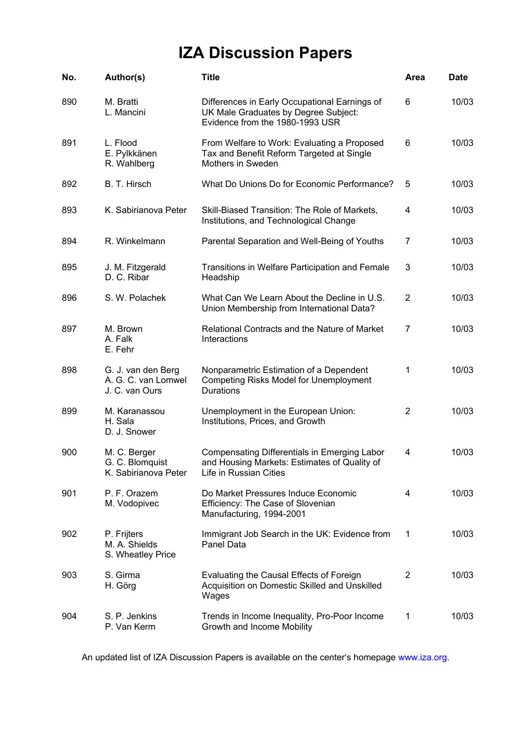# IZA Discussion Papers

| No. | Author(s) | Title | Area | Date |
|---|---|---|---|---|
| 890 | M. Bratti<br>L. Mancini | Differences in Early Occupational Earnings of UK Male Graduates by Degree Subject: Evidence from the 1980-1993 USR | 6 | 10/03 |
| 891 | L. Flood<br>E. Pylkkänen<br>R. Wahlberg | From Welfare to Work: Evaluating a Proposed Tax and Benefit Reform Targeted at Single Mothers in Sweden | 6 | 10/03 |
| 892 | B. T. Hirsch | What Do Unions Do for Economic Performance? | 5 | 10/03 |
| 893 | K. Sabirianova Peter | Skill-Biased Transition: The Role of Markets, Institutions, and Technological Change | 4 | 10/03 |
| 894 | R. Winkelmann | Parental Separation and Well-Being of Youths | 7 | 10/03 |
| 895 | J. M. Fitzgerald<br>D. C. Ribar | Transitions in Welfare Participation and Female Headship | 3 | 10/03 |
| 896 | S. W. Polachek | What Can We Learn About the Decline in U.S. Union Membership from International Data? | 2 | 10/03 |
| 897 | M. Brown<br>A. Falk<br>E. Fehr | Relational Contracts and the Nature of Market Interactions | 7 | 10/03 |
| 898 | G. J. van den Berg<br>A. G. C. van Lomwel<br>J. C. van Ours | Nonparametric Estimation of a Dependent Competing Risks Model for Unemployment Durations | 1 | 10/03 |
| 899 | M. Karanassou<br>H. Sala<br>D. J. Snower | Unemployment in the European Union: Institutions, Prices, and Growth | 2 | 10/03 |
| 900 | M. C. Berger<br>G. C. Blomquist<br>K. Sabirianova Peter | Compensating Differentials in Emerging Labor and Housing Markets: Estimates of Quality of Life in Russian Cities | 4 | 10/03 |
| 901 | P. F. Orazem<br>M. Vodopivec | Do Market Pressures Induce Economic Efficiency: The Case of Slovenian Manufacturing, 1994-2001 | 4 | 10/03 |
| 902 | P. Frijters<br>M. A. Shields<br>S. Wheatley Price | Immigrant Job Search in the UK: Evidence from Panel Data | 1 | 10/03 |
| 903 | S. Girma<br>H. Görg | Evaluating the Causal Effects of Foreign Acquisition on Domestic Skilled and Unskilled Wages | 2 | 10/03 |
| 904 | S. P. Jenkins<br>P. Van Kerm | Trends in Income Inequality, Pro-Poor Income Growth and Income Mobility | 1 | 10/03 |

An updated list of IZA Discussion Papers is available on the center's homepage www.iza.org.